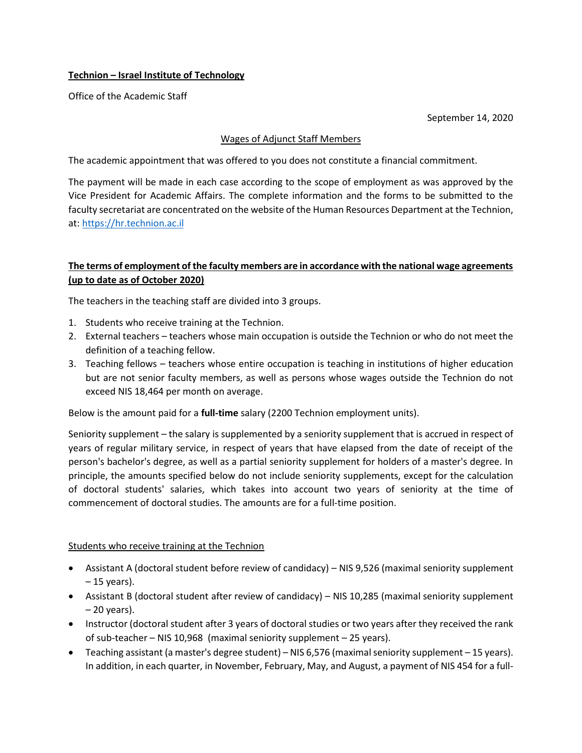**Technion – Israel Institute of Technology**

Office of the Academic Staff

September 14, 2020

Wages of Adjunct Staff Members

The academic appointment that was offered to you does not constitute a financial commitment.

The payment will be made in each case according to the scope of employment as was approved by the Vice President for Academic Affairs. The complete information and the forms to be submitted to the faculty secretariat are concentrated on the website of the Human Resources Department at the Technion, at: https://hr.technion.ac.il

**The terms of employment of the faculty members are in accordance with the national wage agreements (up to date as of October 2020)**

The teachers in the teaching staff are divided into 3 groups.

1. Students who receive training at the Technion.
2. External teachers – teachers whose main occupation is outside the Technion or who do not meet the definition of a teaching fellow.
3. Teaching fellows – teachers whose entire occupation is teaching in institutions of higher education but are not senior faculty members, as well as persons whose wages outside the Technion do not exceed NIS 18,464 per month on average.

Below is the amount paid for a **full-time** salary (2200 Technion employment units).

Seniority supplement – the salary is supplemented by a seniority supplement that is accrued in respect of years of regular military service, in respect of years that have elapsed from the date of receipt of the person's bachelor's degree, as well as a partial seniority supplement for holders of a master's degree. In principle, the amounts specified below do not include seniority supplements, except for the calculation of doctoral students' salaries, which takes into account two years of seniority at the time of commencement of doctoral studies. The amounts are for a full-time position.

Students who receive training at the Technion

- Assistant A (doctoral student before review of candidacy) – NIS 9,526 (maximal seniority supplement – 15 years).
- Assistant B (doctoral student after review of candidacy) – NIS 10,285 (maximal seniority supplement – 20 years).
- Instructor (doctoral student after 3 years of doctoral studies or two years after they received the rank of sub-teacher – NIS 10,968 (maximal seniority supplement – 25 years).
- Teaching assistant (a master's degree student) – NIS 6,576 (maximal seniority supplement – 15 years). In addition, in each quarter, in November, February, May, and August, a payment of NIS 454 for a full-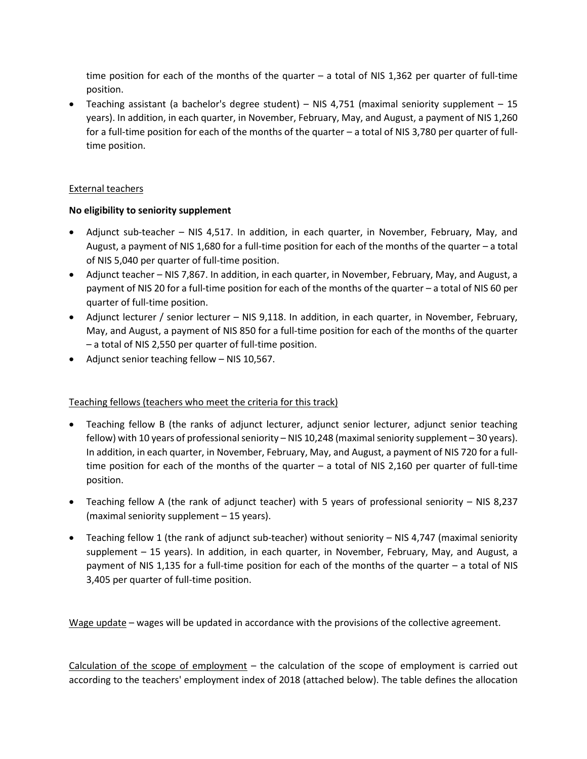time position for each of the months of the quarter – a total of NIS 1,362 per quarter of full-time position.

- Teaching assistant (a bachelor's degree student) – NIS 4,751 (maximal seniority supplement – 15 years). In addition, in each quarter, in November, February, May, and August, a payment of NIS 1,260 for a full-time position for each of the months of the quarter – a total of NIS 3,780 per quarter of full-time position.

External teachers

**No eligibility to seniority supplement**

- Adjunct sub-teacher – NIS 4,517. In addition, in each quarter, in November, February, May, and August, a payment of NIS 1,680 for a full-time position for each of the months of the quarter – a total of NIS 5,040 per quarter of full-time position.
- Adjunct teacher – NIS 7,867. In addition, in each quarter, in November, February, May, and August, a payment of NIS 20 for a full-time position for each of the months of the quarter – a total of NIS 60 per quarter of full-time position.
- Adjunct lecturer / senior lecturer – NIS 9,118. In addition, in each quarter, in November, February, May, and August, a payment of NIS 850 for a full-time position for each of the months of the quarter – a total of NIS 2,550 per quarter of full-time position.
- Adjunct senior teaching fellow – NIS 10,567.

Teaching fellows (teachers who meet the criteria for this track)

- Teaching fellow B (the ranks of adjunct lecturer, adjunct senior lecturer, adjunct senior teaching fellow) with 10 years of professional seniority – NIS 10,248 (maximal seniority supplement – 30 years). In addition, in each quarter, in November, February, May, and August, a payment of NIS 720 for a full-time position for each of the months of the quarter – a total of NIS 2,160 per quarter of full-time position.

- Teaching fellow A (the rank of adjunct teacher) with 5 years of professional seniority – NIS 8,237 (maximal seniority supplement – 15 years).

- Teaching fellow 1 (the rank of adjunct sub-teacher) without seniority – NIS 4,747 (maximal seniority supplement – 15 years). In addition, in each quarter, in November, February, May, and August, a payment of NIS 1,135 for a full-time position for each of the months of the quarter – a total of NIS 3,405 per quarter of full-time position.

Wage update – wages will be updated in accordance with the provisions of the collective agreement.

Calculation of the scope of employment – the calculation of the scope of employment is carried out according to the teachers' employment index of 2018 (attached below). The table defines the allocation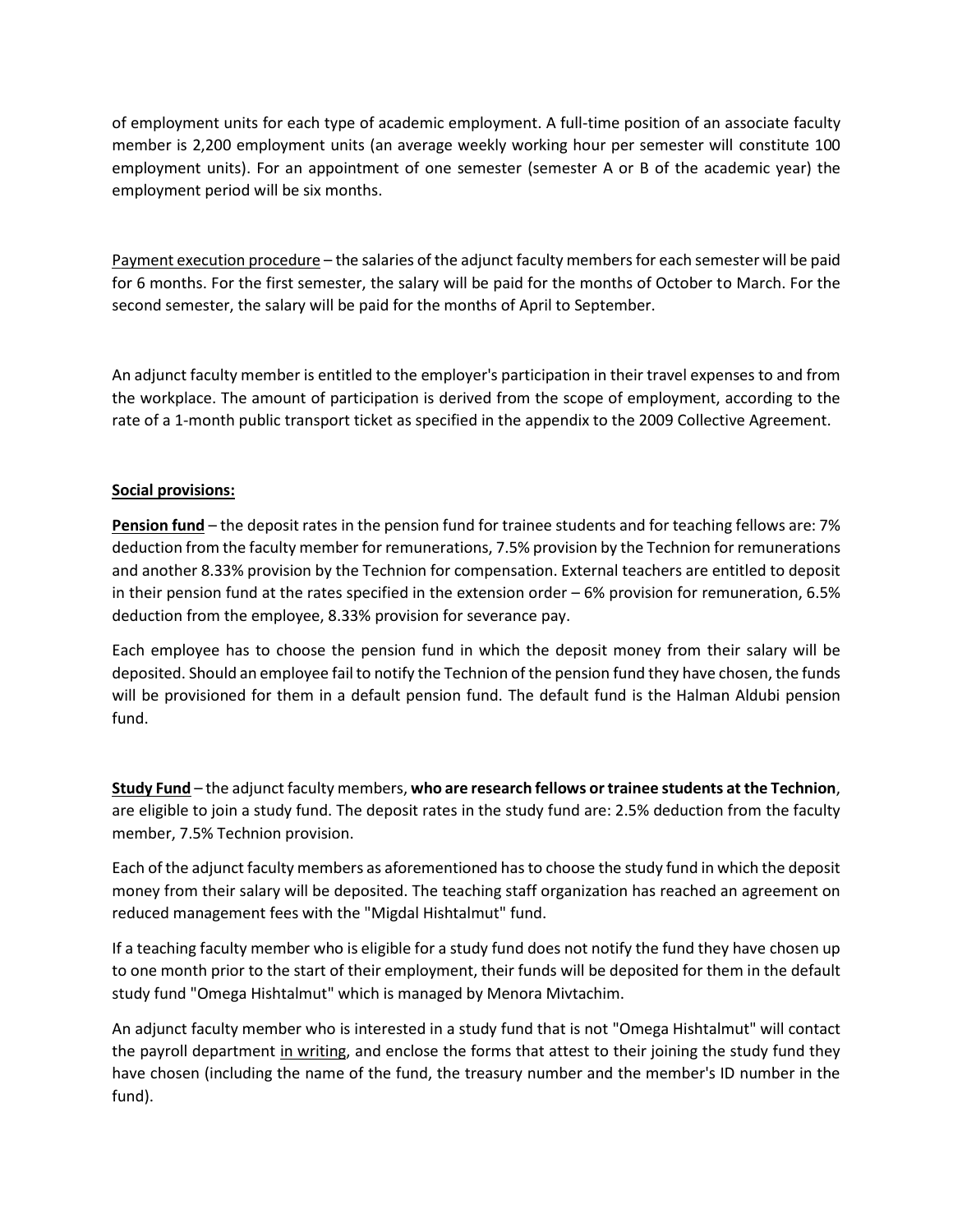of employment units for each type of academic employment. A full-time position of an associate faculty member is 2,200 employment units (an average weekly working hour per semester will constitute 100 employment units). For an appointment of one semester (semester A or B of the academic year) the employment period will be six months.

Payment execution procedure – the salaries of the adjunct faculty members for each semester will be paid for 6 months. For the first semester, the salary will be paid for the months of October to March. For the second semester, the salary will be paid for the months of April to September.

An adjunct faculty member is entitled to the employer's participation in their travel expenses to and from the workplace. The amount of participation is derived from the scope of employment, according to the rate of a 1-month public transport ticket as specified in the appendix to the 2009 Collective Agreement.

**Social provisions:**

**Pension fund** – the deposit rates in the pension fund for trainee students and for teaching fellows are: 7% deduction from the faculty member for remunerations, 7.5% provision by the Technion for remunerations and another 8.33% provision by the Technion for compensation. External teachers are entitled to deposit in their pension fund at the rates specified in the extension order – 6% provision for remuneration, 6.5% deduction from the employee, 8.33% provision for severance pay.

Each employee has to choose the pension fund in which the deposit money from their salary will be deposited. Should an employee fail to notify the Technion of the pension fund they have chosen, the funds will be provisioned for them in a default pension fund. The default fund is the Halman Aldubi pension fund.

**Study Fund** – the adjunct faculty members, **who are research fellows or trainee students at the Technion**, are eligible to join a study fund. The deposit rates in the study fund are: 2.5% deduction from the faculty member, 7.5% Technion provision.

Each of the adjunct faculty members as aforementioned has to choose the study fund in which the deposit money from their salary will be deposited. The teaching staff organization has reached an agreement on reduced management fees with the "Migdal Hishtalmut" fund.

If a teaching faculty member who is eligible for a study fund does not notify the fund they have chosen up to one month prior to the start of their employment, their funds will be deposited for them in the default study fund "Omega Hishtalmut" which is managed by Menora Mivtachim.

An adjunct faculty member who is interested in a study fund that is not "Omega Hishtalmut" will contact the payroll department in writing, and enclose the forms that attest to their joining the study fund they have chosen (including the name of the fund, the treasury number and the member's ID number in the fund).